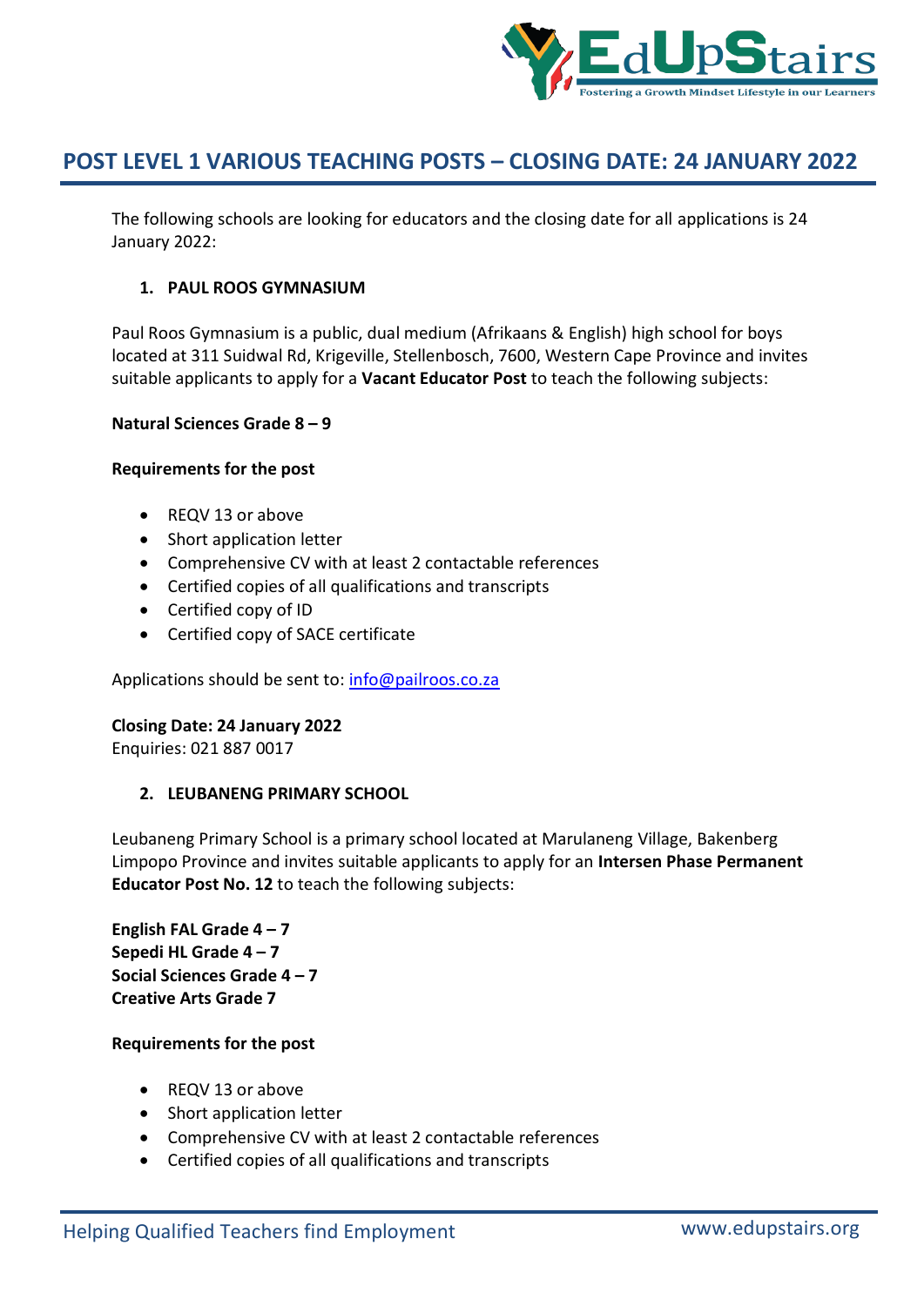# POST LEVEL 1 VARIOUS TEACHING POSTS – CLOSING DATE: 24 JANUARY 2022

The following schools are looking for educators and the closing date for all applications is 24 January 2022:

1. **PAUL ROOS GYMNASIUM**

Paul Roos Gymnasium is a public, dual medium (Afrikaans & English) high school for boys located at 311 Suidwal Rd, Krigeville, Stellenbosch, 7600, Western Cape Province and invites suitable applicants to apply for a **Vacant Educator Post** to teach the following subjects:

**Natural Sciences Grade 8 – 9**

**Requirements for the post**

- REQV 13 or above
- Short application letter
- Comprehensive CV with at least 2 contactable references
- Certified copies of all qualifications and transcripts
- Certified copy of ID
- Certified copy of SACE certificate

Applications should be sent to: info@pailroos.co.za

**Closing Date: 24 January 2022**
Enquiries: 021 887 0017

2. **LEUBANENG PRIMARY SCHOOL**

Leubaneng Primary School is a primary school located at Marulaneng Village, Bakenberg Limpopo Province and invites suitable applicants to apply for an **Intersen Phase Permanent Educator Post No. 12** to teach the following subjects:

**English FAL Grade 4 – 7**
**Sepedi HL Grade 4 – 7**
**Social Sciences Grade 4 – 7**
**Creative Arts Grade 7**

**Requirements for the post**

- REQV 13 or above
- Short application letter
- Comprehensive CV with at least 2 contactable references
- Certified copies of all qualifications and transcripts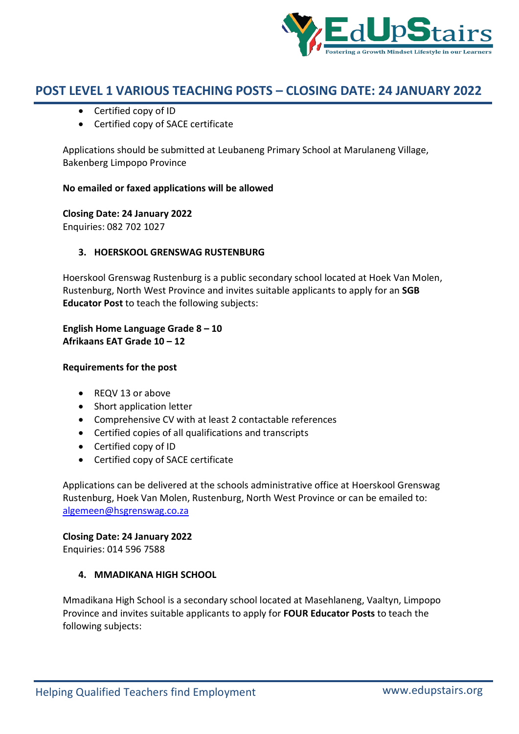- Certified copy of ID
- Certified copy of SACE certificate

Applications should be submitted at Leubaneng Primary School at Marulaneng Village, Bakenberg Limpopo Province

**No emailed or faxed applications will be allowed**

**Closing Date: 24 January 2022**
Enquiries: 082 702 1027

### 3. HOERSKOOL GRENSWAG RUSTENBURG

Hoerskool Grenswag Rustenburg is a public secondary school located at Hoek Van Molen, Rustenburg, North West Province and invites suitable applicants to apply for an **SGB Educator Post** to teach the following subjects:

**English Home Language Grade 8 – 10**
**Afrikaans EAT Grade 10 – 12**

**Requirements for the post**

- REQV 13 or above
- Short application letter
- Comprehensive CV with at least 2 contactable references
- Certified copies of all qualifications and transcripts
- Certified copy of ID
- Certified copy of SACE certificate

Applications can be delivered at the schools administrative office at Hoerskool Grenswag Rustenburg, Hoek Van Molen, Rustenburg, North West Province or can be emailed to: algemeen@hsgrenswag.co.za

**Closing Date: 24 January 2022**
Enquiries: 014 596 7588

### 4. MMADIKANA HIGH SCHOOL

Mmadikana High School is a secondary school located at Masehlaneng, Vaaltyn, Limpopo Province and invites suitable applicants to apply for **FOUR Educator Posts** to teach the following subjects: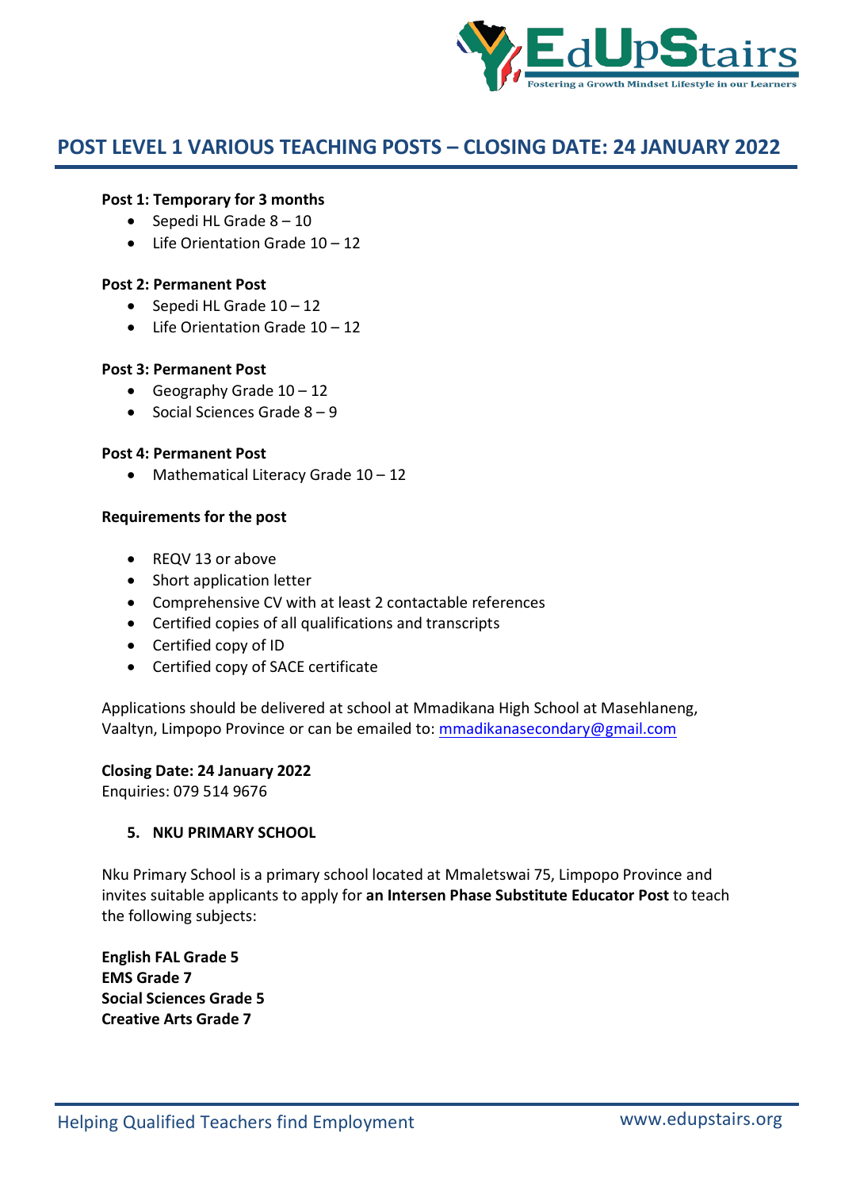## POST LEVEL 1 VARIOUS TEACHING POSTS – CLOSING DATE: 24 JANUARY 2022

**Post 1: Temporary for 3 months**

- Sepedi HL Grade 8 – 10
- Life Orientation Grade 10 – 12

**Post 2: Permanent Post**

- Sepedi HL Grade 10 – 12
- Life Orientation Grade 10 – 12

**Post 3: Permanent Post**

- Geography Grade 10 – 12
- Social Sciences Grade 8 – 9

**Post 4: Permanent Post**

- Mathematical Literacy Grade 10 – 12

**Requirements for the post**

- REQV 13 or above
- Short application letter
- Comprehensive CV with at least 2 contactable references
- Certified copies of all qualifications and transcripts
- Certified copy of ID
- Certified copy of SACE certificate

Applications should be delivered at school at Mmadikana High School at Masehlaneng, Vaaltyn, Limpopo Province or can be emailed to: mmadikanasecondary@gmail.com

**Closing Date: 24 January 2022**
Enquiries: 079 514 9676

### 5. NKU PRIMARY SCHOOL

Nku Primary School is a primary school located at Mmaletswai 75, Limpopo Province and invites suitable applicants to apply for **an Intersen Phase Substitute Educator Post** to teach the following subjects:

**English FAL Grade 5**
**EMS Grade 7**
**Social Sciences Grade 5**
**Creative Arts Grade 7**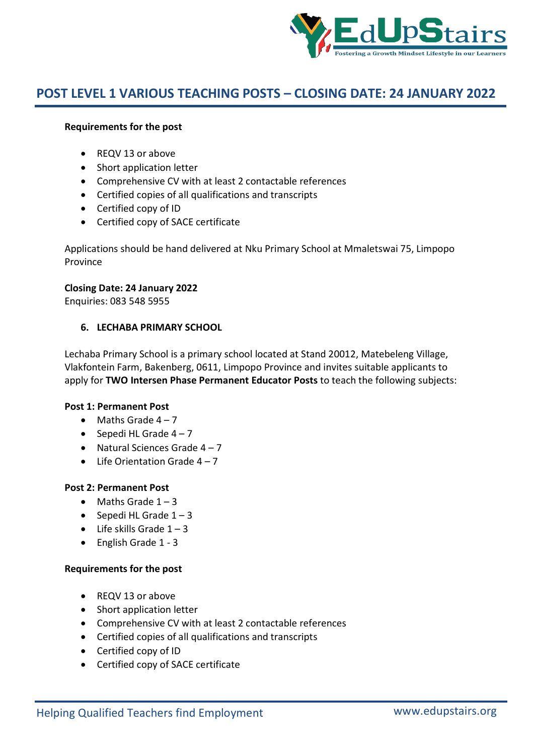# POST LEVEL 1 VARIOUS TEACHING POSTS – CLOSING DATE: 24 JANUARY 2022

**Requirements for the post**

- REQV 13 or above
- Short application letter
- Comprehensive CV with at least 2 contactable references
- Certified copies of all qualifications and transcripts
- Certified copy of ID
- Certified copy of SACE certificate

Applications should be hand delivered at Nku Primary School at Mmaletswai 75, Limpopo Province

**Closing Date: 24 January 2022**
Enquiries: 083 548 5955

## 6. LECHABA PRIMARY SCHOOL

Lechaba Primary School is a primary school located at Stand 20012, Matebeleng Village, Vlakfontein Farm, Bakenberg, 0611, Limpopo Province and invites suitable applicants to apply for **TWO Intersen Phase Permanent Educator Posts** to teach the following subjects:

**Post 1: Permanent Post**

- Maths Grade 4 – 7
- Sepedi HL Grade 4 – 7
- Natural Sciences Grade 4 – 7
- Life Orientation Grade 4 – 7

**Post 2: Permanent Post**

- Maths Grade 1 – 3
- Sepedi HL Grade 1 – 3
- Life skills Grade 1 – 3
- English Grade 1 - 3

**Requirements for the post**

- REQV 13 or above
- Short application letter
- Comprehensive CV with at least 2 contactable references
- Certified copies of all qualifications and transcripts
- Certified copy of ID
- Certified copy of SACE certificate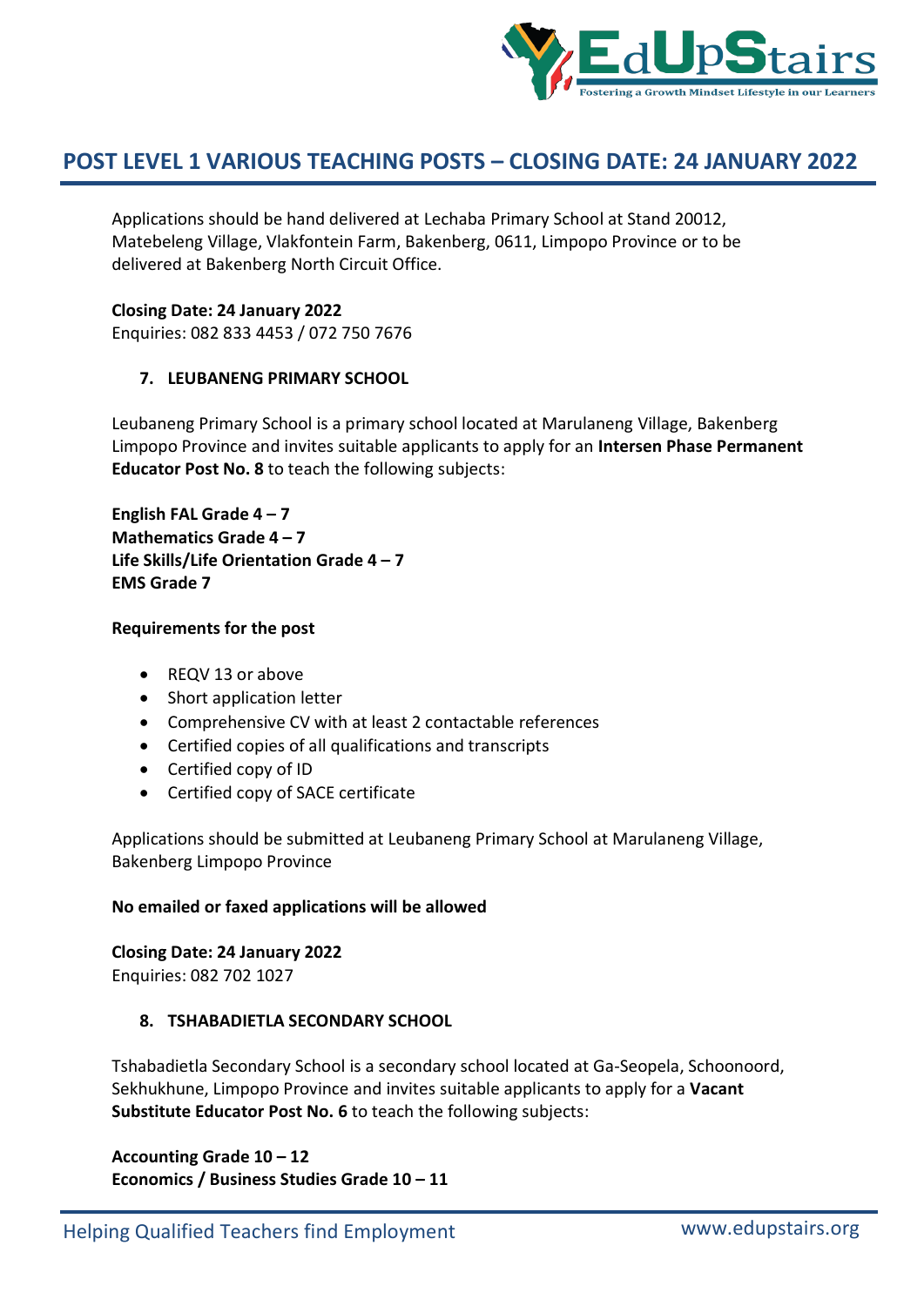## POST LEVEL 1 VARIOUS TEACHING POSTS – CLOSING DATE: 24 JANUARY 2022

Applications should be hand delivered at Lechaba Primary School at Stand 20012, Matebeleng Village, Vlakfontein Farm, Bakenberg, 0611, Limpopo Province or to be delivered at Bakenberg North Circuit Office.

**Closing Date: 24 January 2022**
Enquiries: 082 833 4453 / 072 750 7676

### 7. LEUBANENG PRIMARY SCHOOL

Leubaneng Primary School is a primary school located at Marulaneng Village, Bakenberg Limpopo Province and invites suitable applicants to apply for an **Intersen Phase Permanent Educator Post No. 8** to teach the following subjects:

**English FAL Grade 4 – 7**
**Mathematics Grade 4 – 7**
**Life Skills/Life Orientation Grade 4 – 7**
**EMS Grade 7**

**Requirements for the post**

- REQV 13 or above
- Short application letter
- Comprehensive CV with at least 2 contactable references
- Certified copies of all qualifications and transcripts
- Certified copy of ID
- Certified copy of SACE certificate

Applications should be submitted at Leubaneng Primary School at Marulaneng Village, Bakenberg Limpopo Province

**No emailed or faxed applications will be allowed**

**Closing Date: 24 January 2022**
Enquiries: 082 702 1027

### 8. TSHABADIETLA SECONDARY SCHOOL

Tshabadietla Secondary School is a secondary school located at Ga-Seopela, Schoonoord, Sekhukhune, Limpopo Province and invites suitable applicants to apply for a **Vacant Substitute Educator Post No. 6** to teach the following subjects:

**Accounting Grade 10 – 12**
**Economics / Business Studies Grade 10 – 11**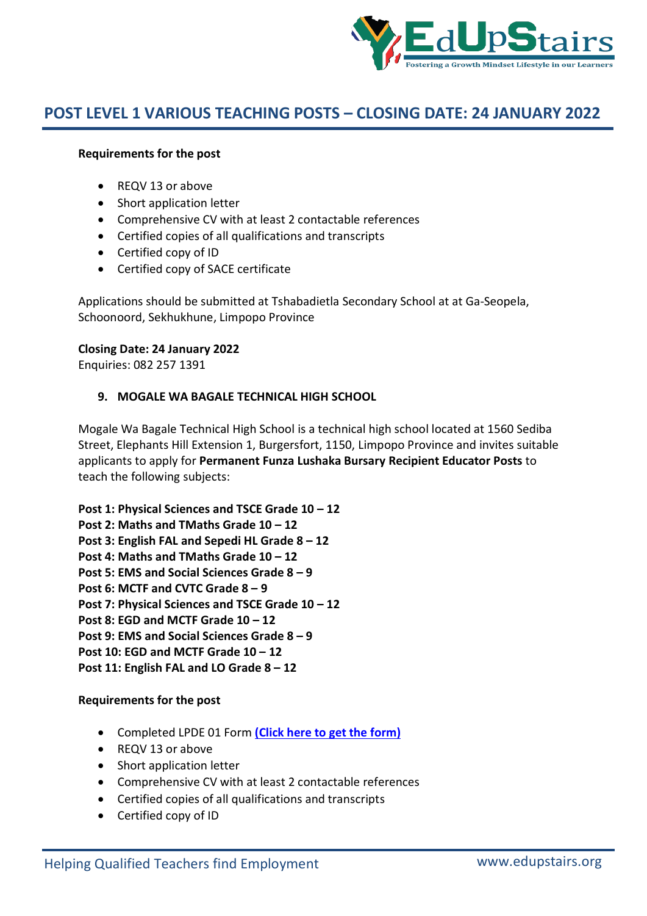## POST LEVEL 1 VARIOUS TEACHING POSTS – CLOSING DATE: 24 JANUARY 2022

**Requirements for the post**

- REQV 13 or above
- Short application letter
- Comprehensive CV with at least 2 contactable references
- Certified copies of all qualifications and transcripts
- Certified copy of ID
- Certified copy of SACE certificate

Applications should be submitted at Tshabadietla Secondary School at at Ga-Seopela, Schoonoord, Sekhukhune, Limpopo Province

**Closing Date: 24 January 2022**
Enquiries: 082 257 1391

### 9. MOGALE WA BAGALE TECHNICAL HIGH SCHOOL

Mogale Wa Bagale Technical High School is a technical high school located at 1560 Sediba Street, Elephants Hill Extension 1, Burgersfort, 1150, Limpopo Province and invites suitable applicants to apply for **Permanent Funza Lushaka Bursary Recipient Educator Posts** to teach the following subjects:

**Post 1: Physical Sciences and TSCE Grade 10 – 12**
**Post 2: Maths and TMaths Grade 10 – 12**
**Post 3: English FAL and Sepedi HL Grade 8 – 12**
**Post 4: Maths and TMaths Grade 10 – 12**
**Post 5: EMS and Social Sciences Grade 8 – 9**
**Post 6: MCTF and CVTC Grade 8 – 9**
**Post 7: Physical Sciences and TSCE Grade 10 – 12**
**Post 8: EGD and MCTF Grade 10 – 12**
**Post 9: EMS and Social Sciences Grade 8 – 9**
**Post 10: EGD and MCTF Grade 10 – 12**
**Post 11: English FAL and LO Grade 8 – 12**

**Requirements for the post**

- Completed LPDE 01 Form **(Click here to get the form)**
- REQV 13 or above
- Short application letter
- Comprehensive CV with at least 2 contactable references
- Certified copies of all qualifications and transcripts
- Certified copy of ID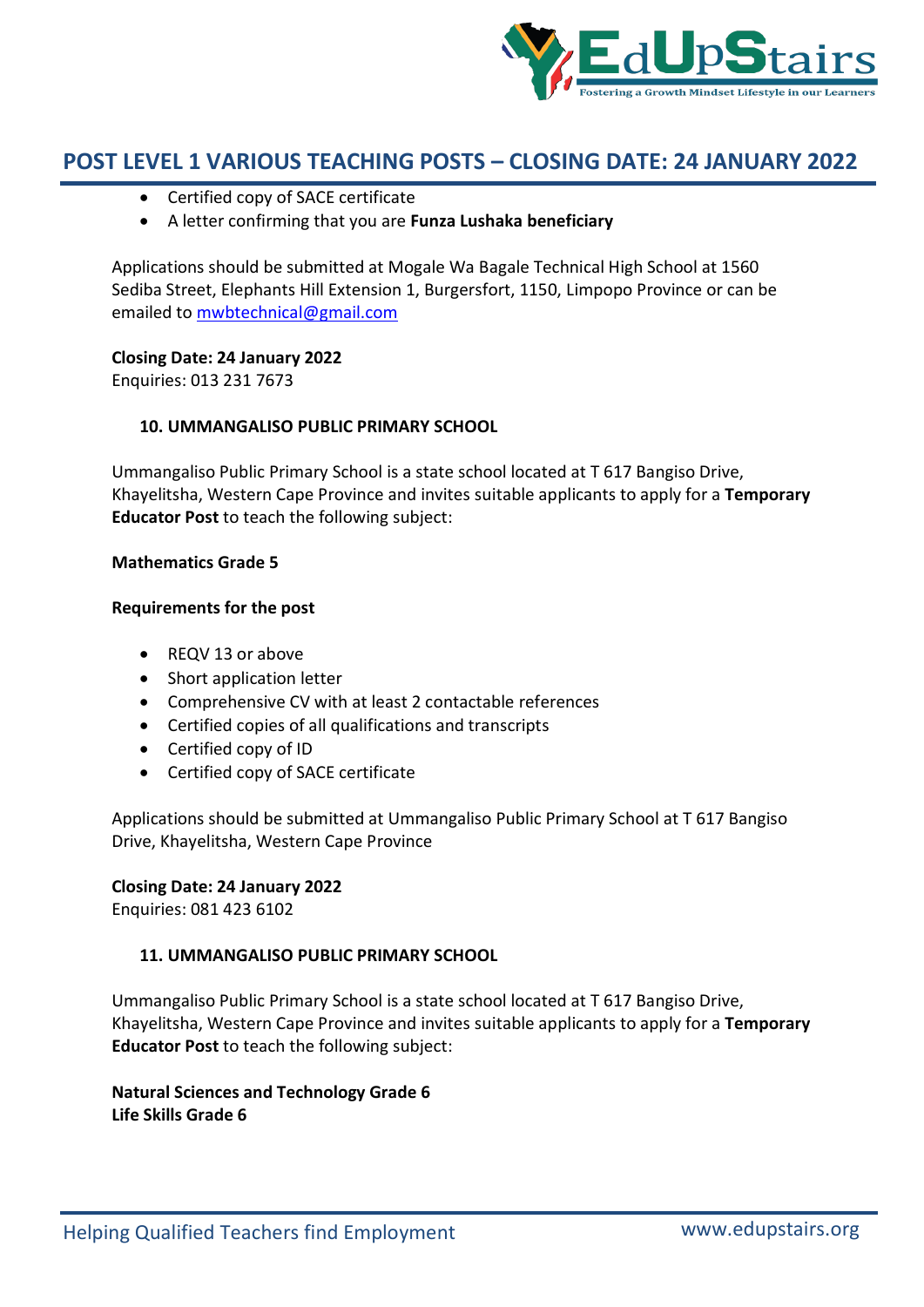- Certified copy of SACE certificate
- A letter confirming that you are **Funza Lushaka beneficiary**

Applications should be submitted at Mogale Wa Bagale Technical High School at 1560 Sediba Street, Elephants Hill Extension 1, Burgersfort, 1150, Limpopo Province or can be emailed to [mwbtechnical@gmail.com](mailto:mwbtechnical@gmail.com)

**Closing Date: 24 January 2022**
Enquiries: 013 231 7673

### 10. UMMANGALISO PUBLIC PRIMARY SCHOOL

Ummangaliso Public Primary School is a state school located at T 617 Bangiso Drive, Khayelitsha, Western Cape Province and invites suitable applicants to apply for a **Temporary Educator Post** to teach the following subject:

**Mathematics Grade 5**

**Requirements for the post**

- REQV 13 or above
- Short application letter
- Comprehensive CV with at least 2 contactable references
- Certified copies of all qualifications and transcripts
- Certified copy of ID
- Certified copy of SACE certificate

Applications should be submitted at Ummangaliso Public Primary School at T 617 Bangiso Drive, Khayelitsha, Western Cape Province

**Closing Date: 24 January 2022**
Enquiries: 081 423 6102

### 11. UMMANGALISO PUBLIC PRIMARY SCHOOL

Ummangaliso Public Primary School is a state school located at T 617 Bangiso Drive, Khayelitsha, Western Cape Province and invites suitable applicants to apply for a **Temporary Educator Post** to teach the following subject:

**Natural Sciences and Technology Grade 6**
**Life Skills Grade 6**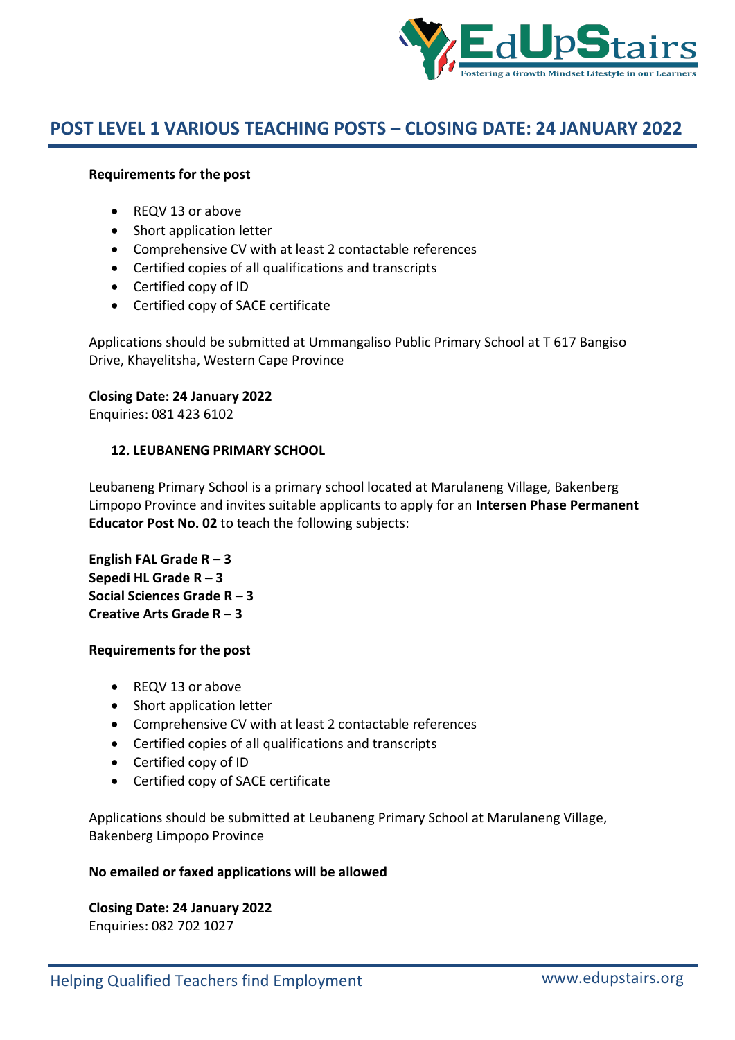# POST LEVEL 1 VARIOUS TEACHING POSTS – CLOSING DATE: 24 JANUARY 2022

**Requirements for the post**

- REQV 13 or above
- Short application letter
- Comprehensive CV with at least 2 contactable references
- Certified copies of all qualifications and transcripts
- Certified copy of ID
- Certified copy of SACE certificate

Applications should be submitted at Ummangaliso Public Primary School at T 617 Bangiso Drive, Khayelitsha, Western Cape Province

**Closing Date: 24 January 2022**
Enquiries: 081 423 6102

### 12. LEUBANENG PRIMARY SCHOOL

Leubaneng Primary School is a primary school located at Marulaneng Village, Bakenberg Limpopo Province and invites suitable applicants to apply for an **Intersen Phase Permanent Educator Post No. 02** to teach the following subjects:

**English FAL Grade R – 3**
**Sepedi HL Grade R – 3**
**Social Sciences Grade R – 3**
**Creative Arts Grade R – 3**

**Requirements for the post**

- REQV 13 or above
- Short application letter
- Comprehensive CV with at least 2 contactable references
- Certified copies of all qualifications and transcripts
- Certified copy of ID
- Certified copy of SACE certificate

Applications should be submitted at Leubaneng Primary School at Marulaneng Village, Bakenberg Limpopo Province

**No emailed or faxed applications will be allowed**

**Closing Date: 24 January 2022**
Enquiries: 082 702 1027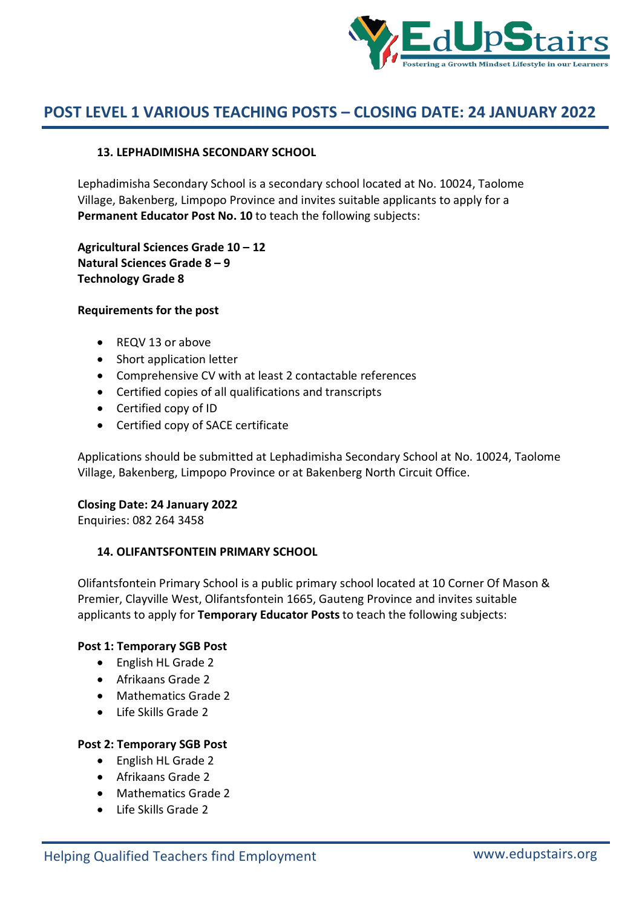# POST LEVEL 1 VARIOUS TEACHING POSTS – CLOSING DATE: 24 JANUARY 2022

### 13. LEPHADIMISHA SECONDARY SCHOOL

Lephadimisha Secondary School is a secondary school located at No. 10024, Taolome Village, Bakenberg, Limpopo Province and invites suitable applicants to apply for a **Permanent Educator Post No. 10** to teach the following subjects:

**Agricultural Sciences Grade 10 – 12**
**Natural Sciences Grade 8 – 9**
**Technology Grade 8**

**Requirements for the post**

- REQV 13 or above
- Short application letter
- Comprehensive CV with at least 2 contactable references
- Certified copies of all qualifications and transcripts
- Certified copy of ID
- Certified copy of SACE certificate

Applications should be submitted at Lephadimisha Secondary School at No. 10024, Taolome Village, Bakenberg, Limpopo Province or at Bakenberg North Circuit Office.

**Closing Date: 24 January 2022**
Enquiries: 082 264 3458

### 14. OLIFANTSFONTEIN PRIMARY SCHOOL

Olifantsfontein Primary School is a public primary school located at 10 Corner Of Mason & Premier, Clayville West, Olifantsfontein 1665, Gauteng Province and invites suitable applicants to apply for **Temporary Educator Posts** to teach the following subjects:

**Post 1: Temporary SGB Post**

- English HL Grade 2
- Afrikaans Grade 2
- Mathematics Grade 2
- Life Skills Grade 2

**Post 2: Temporary SGB Post**

- English HL Grade 2
- Afrikaans Grade 2
- Mathematics Grade 2
- Life Skills Grade 2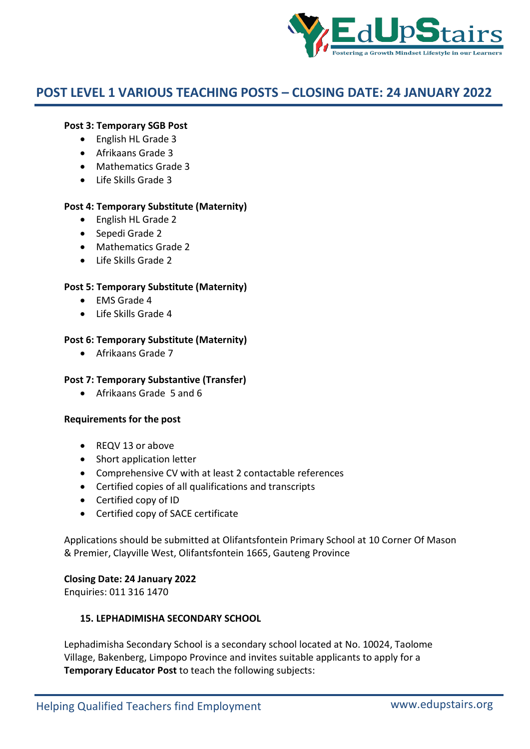## POST LEVEL 1 VARIOUS TEACHING POSTS – CLOSING DATE: 24 JANUARY 2022

**Post 3: Temporary SGB Post**

- English HL Grade 3
- Afrikaans Grade 3
- Mathematics Grade 3
- Life Skills Grade 3

**Post 4: Temporary Substitute (Maternity)**

- English HL Grade 2
- Sepedi Grade 2
- Mathematics Grade 2
- Life Skills Grade 2

**Post 5: Temporary Substitute (Maternity)**

- EMS Grade 4
- Life Skills Grade 4

**Post 6: Temporary Substitute (Maternity)**

- Afrikaans Grade 7

**Post 7: Temporary Substantive (Transfer)**

- Afrikaans Grade 5 and 6

**Requirements for the post**

- REQV 13 or above
- Short application letter
- Comprehensive CV with at least 2 contactable references
- Certified copies of all qualifications and transcripts
- Certified copy of ID
- Certified copy of SACE certificate

Applications should be submitted at Olifantsfontein Primary School at 10 Corner Of Mason & Premier, Clayville West, Olifantsfontein 1665, Gauteng Province

**Closing Date: 24 January 2022**
Enquiries: 011 316 1470

### 15. LEPHADIMISHA SECONDARY SCHOOL

Lephadimisha Secondary School is a secondary school located at No. 10024, Taolome Village, Bakenberg, Limpopo Province and invites suitable applicants to apply for a **Temporary Educator Post** to teach the following subjects: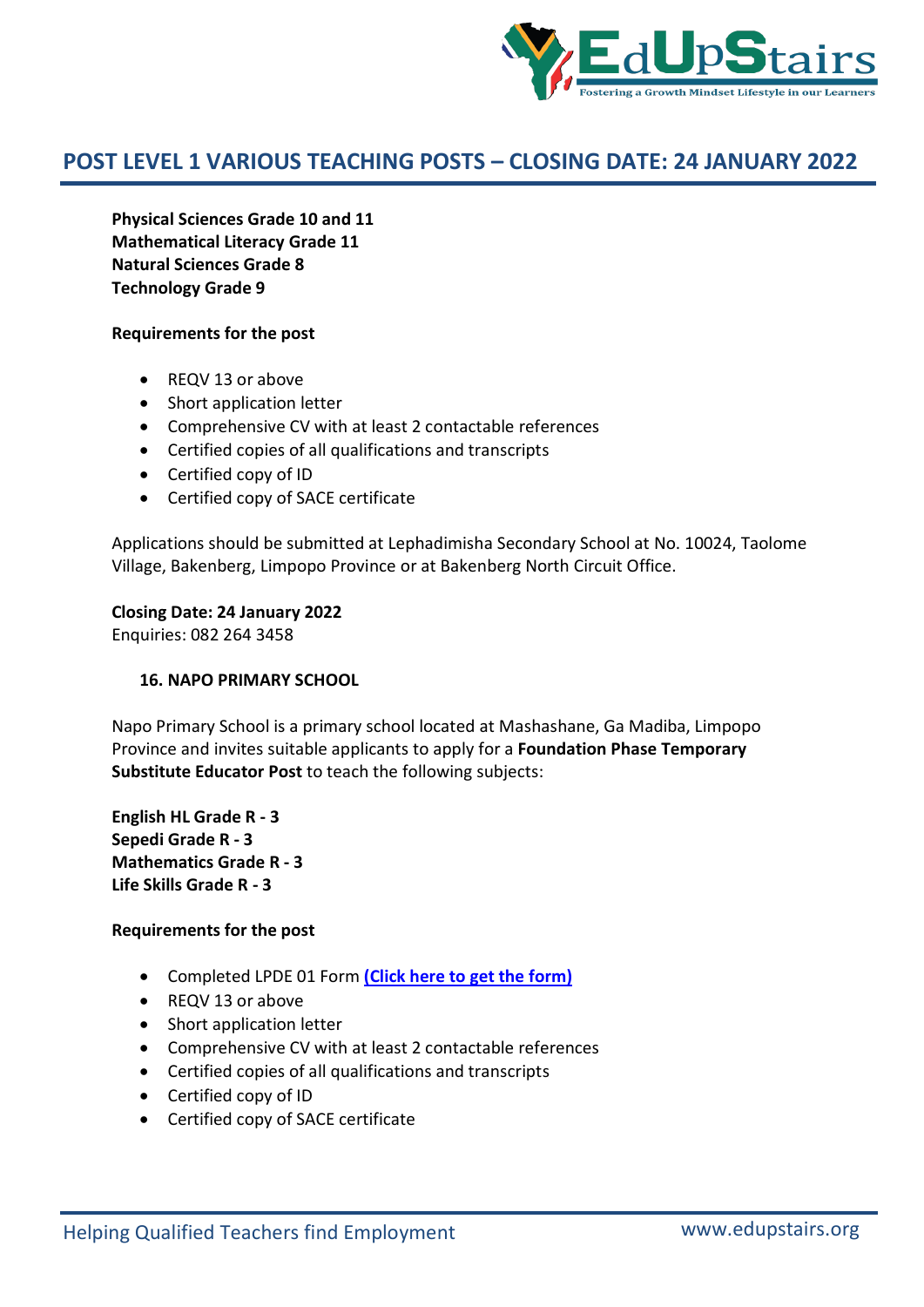# POST LEVEL 1 VARIOUS TEACHING POSTS – CLOSING DATE: 24 JANUARY 2022

**Physical Sciences Grade 10 and 11**
**Mathematical Literacy Grade 11**
**Natural Sciences Grade 8**
**Technology Grade 9**

**Requirements for the post**

- REQV 13 or above
- Short application letter
- Comprehensive CV with at least 2 contactable references
- Certified copies of all qualifications and transcripts
- Certified copy of ID
- Certified copy of SACE certificate

Applications should be submitted at Lephadimisha Secondary School at No. 10024, Taolome Village, Bakenberg, Limpopo Province or at Bakenberg North Circuit Office.

**Closing Date: 24 January 2022**
Enquiries: 082 264 3458

## 16. NAPO PRIMARY SCHOOL

Napo Primary School is a primary school located at Mashashane, Ga Madiba, Limpopo Province and invites suitable applicants to apply for a **Foundation Phase Temporary Substitute Educator Post** to teach the following subjects:

**English HL Grade R - 3**
**Sepedi Grade R - 3**
**Mathematics Grade R - 3**
**Life Skills Grade R - 3**

**Requirements for the post**

- Completed LPDE 01 Form **(Click here to get the form)**
- REQV 13 or above
- Short application letter
- Comprehensive CV with at least 2 contactable references
- Certified copies of all qualifications and transcripts
- Certified copy of ID
- Certified copy of SACE certificate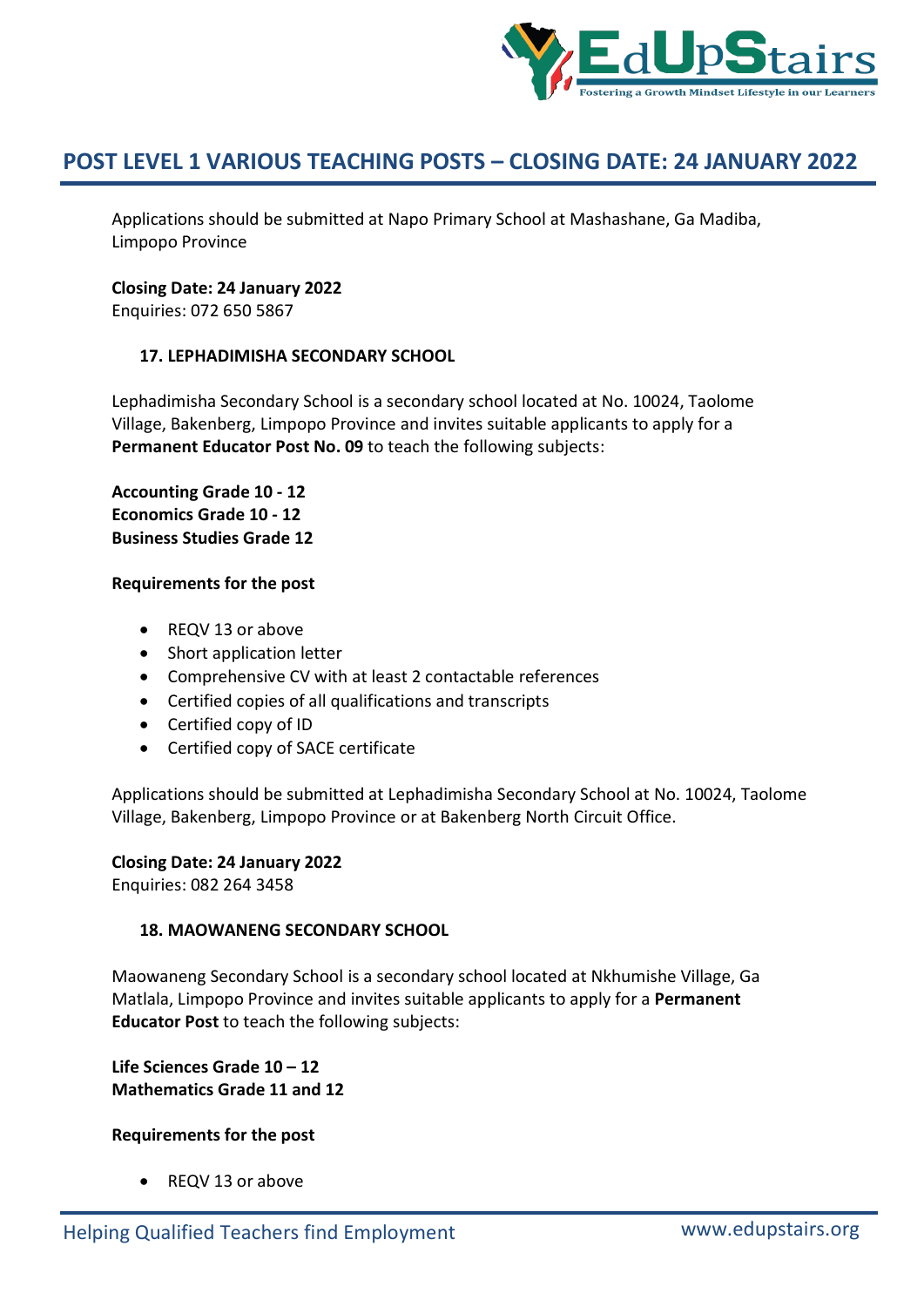## POST LEVEL 1 VARIOUS TEACHING POSTS – CLOSING DATE: 24 JANUARY 2022

Applications should be submitted at Napo Primary School at Mashashane, Ga Madiba, Limpopo Province

**Closing Date: 24 January 2022**
Enquiries: 072 650 5867

### 17. LEPHADIMISHA SECONDARY SCHOOL

Lephadimisha Secondary School is a secondary school located at No. 10024, Taolome Village, Bakenberg, Limpopo Province and invites suitable applicants to apply for a **Permanent Educator Post No. 09** to teach the following subjects:

**Accounting Grade 10 - 12**
**Economics Grade 10 - 12**
**Business Studies Grade 12**

**Requirements for the post**

- REQV 13 or above
- Short application letter
- Comprehensive CV with at least 2 contactable references
- Certified copies of all qualifications and transcripts
- Certified copy of ID
- Certified copy of SACE certificate

Applications should be submitted at Lephadimisha Secondary School at No. 10024, Taolome Village, Bakenberg, Limpopo Province or at Bakenberg North Circuit Office.

**Closing Date: 24 January 2022**
Enquiries: 082 264 3458

### 18. MAOWANENG SECONDARY SCHOOL

Maowaneng Secondary School is a secondary school located at Nkhumishe Village, Ga Matlala, Limpopo Province and invites suitable applicants to apply for a **Permanent Educator Post** to teach the following subjects:

**Life Sciences Grade 10 – 12**
**Mathematics Grade 11 and 12**

**Requirements for the post**

- REQV 13 or above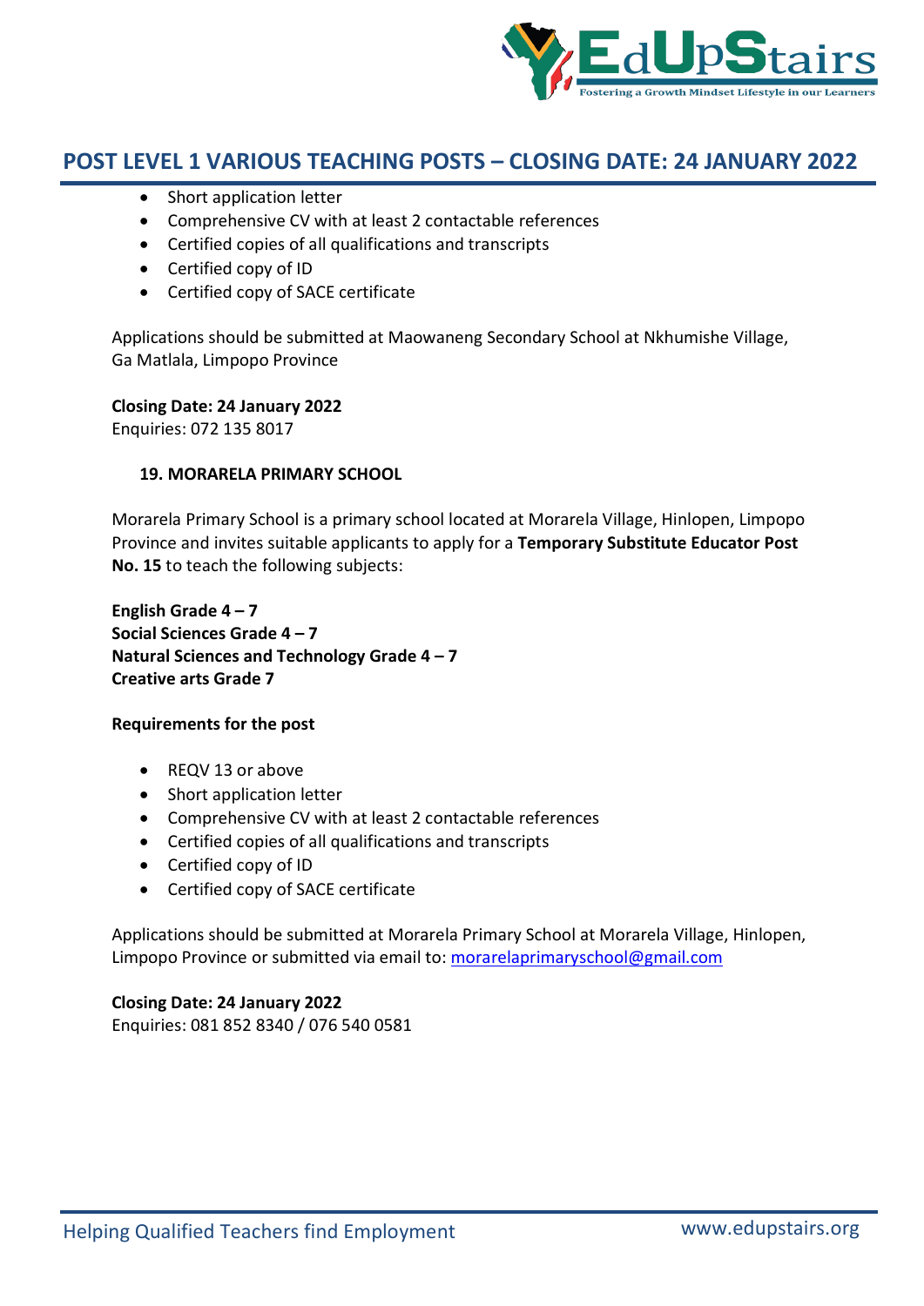- Short application letter
- Comprehensive CV with at least 2 contactable references
- Certified copies of all qualifications and transcripts
- Certified copy of ID
- Certified copy of SACE certificate

Applications should be submitted at Maowaneng Secondary School at Nkhumishe Village, Ga Matlala, Limpopo Province

**Closing Date: 24 January 2022**
Enquiries: 072 135 8017

### 19. MORARELA PRIMARY SCHOOL

Morarela Primary School is a primary school located at Morarela Village, Hinlopen, Limpopo Province and invites suitable applicants to apply for a **Temporary Substitute Educator Post No. 15** to teach the following subjects:

**English Grade 4 – 7**
**Social Sciences Grade 4 – 7**
**Natural Sciences and Technology Grade 4 – 7**
**Creative arts Grade 7**

**Requirements for the post**

- REQV 13 or above
- Short application letter
- Comprehensive CV with at least 2 contactable references
- Certified copies of all qualifications and transcripts
- Certified copy of ID
- Certified copy of SACE certificate

Applications should be submitted at Morarela Primary School at Morarela Village, Hinlopen, Limpopo Province or submitted via email to: morarelaprimaryschool@gmail.com

**Closing Date: 24 January 2022**
Enquiries: 081 852 8340 / 076 540 0581